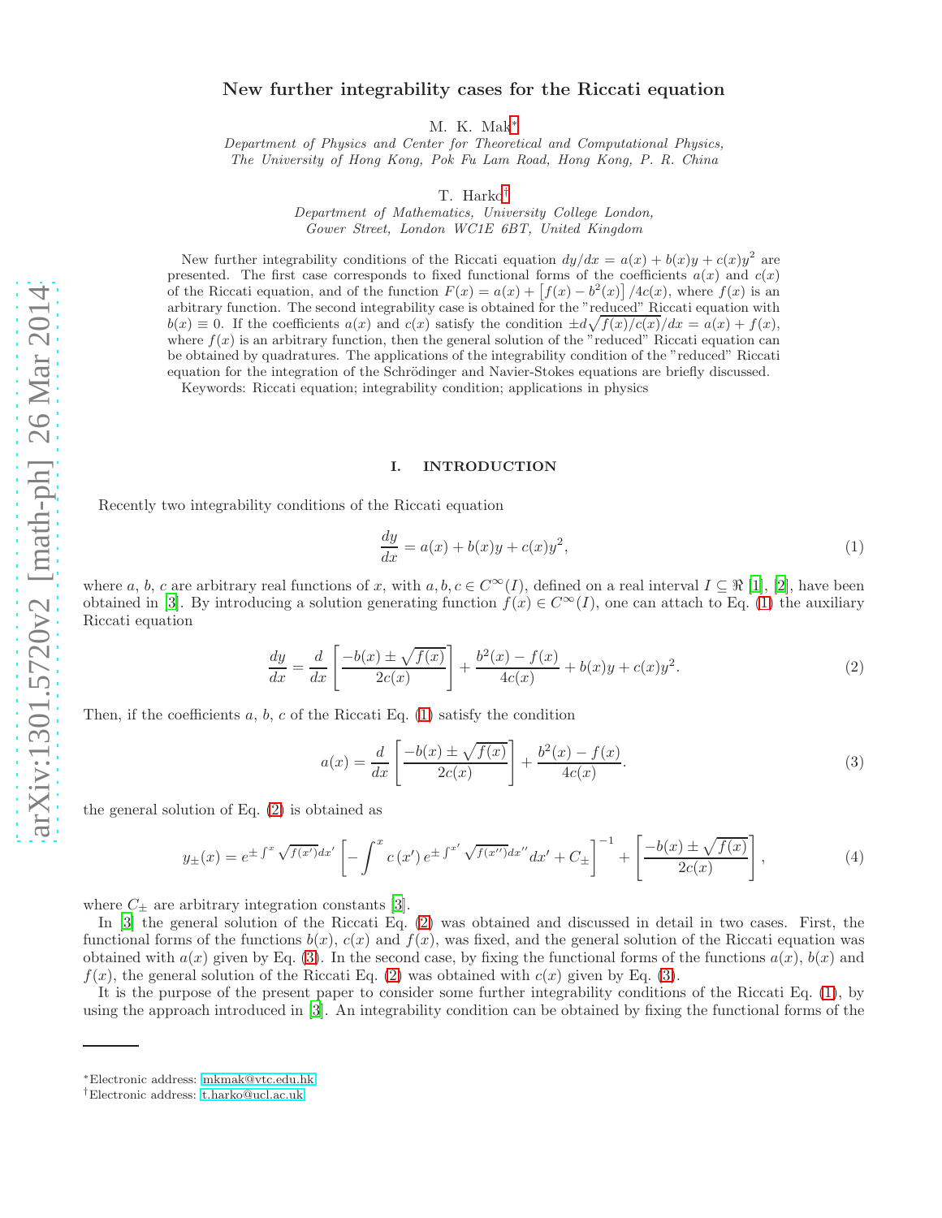# New further integrability cases for the Riccati equation

M. K. Mak*

*Department of Physics and Center for Theoretical and Computational Physics, The University of Hong Kong, Pok Fu Lam Road, Hong Kong, P. R. China*

T. Harko†

*Department of Mathematics, University College London, Gower Street, London WC1E 6BT, United Kingdom*

New further integrability conditions of the Riccati equation $dy/dx = a(x) + b(x)y + c(x)y^2$ are presented. The first case corresponds to fixed functional forms of the coefficients $a(x)$ and $c(x)$ of the Riccati equation, and of the function $F(x) = a(x) + \left[f(x) - b^2(x)\right]/4c(x)$, where $f(x)$ is an arbitrary function. The second integrability case is obtained for the "reduced" Riccati equation with $b(x) \equiv 0$. If the coefficients $a(x)$ and $c(x)$ satisfy the condition $\pm d\sqrt{f(x)/c(x)}/dx = a(x) + f(x)$, where $f(x)$ is an arbitrary function, then the general solution of the "reduced" Riccati equation can be obtained by quadratures. The applications of the integrability condition of the "reduced" Riccati equation for the integration of the Schrödinger and Navier-Stokes equations are briefly discussed.

Keywords: Riccati equation; integrability condition; applications in physics

## I. INTRODUCTION

Recently two integrability conditions of the Riccati equation

$$\frac{dy}{dx} = a(x) + b(x)y + c(x)y^2, \tag{1}$$

where $a$, $b$, $c$ are arbitrary real functions of $x$, with $a, b, c \in C^{\infty}(I)$, defined on a real interval $I \subseteq \Re$ [1], [2], have been obtained in [3]. By introducing a solution generating function $f(x) \in C^{\infty}(I)$, one can attach to Eq. (1) the auxiliary Riccati equation

$$\frac{dy}{dx} = \frac{d}{dx}\left[\frac{-b(x) \pm \sqrt{f(x)}}{2c(x)}\right] + \frac{b^2(x) - f(x)}{4c(x)} + b(x)y + c(x)y^2. \tag{2}$$

Then, if the coefficients $a$, $b$, $c$ of the Riccati Eq. (1) satisfy the condition

$$a(x) = \frac{d}{dx}\left[\frac{-b(x) \pm \sqrt{f(x)}}{2c(x)}\right] + \frac{b^2(x) - f(x)}{4c(x)}. \tag{3}$$

the general solution of Eq. (2) is obtained as

$$y_{\pm}(x) = e^{\pm \int^x \sqrt{f(x')}dx'} \left[-\int^x c\left(x'\right) e^{\pm \int^{x'} \sqrt{f(x'')}dx''} dx' + C_{\pm}\right]^{-1} + \left[\frac{-b(x) \pm \sqrt{f(x)}}{2c(x)}\right], \tag{4}$$

where $C_{\pm}$ are arbitrary integration constants [3].

In [3] the general solution of the Riccati Eq. (2) was obtained and discussed in detail in two cases. First, the functional forms of the functions $b(x)$, $c(x)$ and $f(x)$, was fixed, and the general solution of the Riccati equation was obtained with $a(x)$ given by Eq. (3). In the second case, by fixing the functional forms of the functions $a(x)$, $b(x)$ and $f(x)$, the general solution of the Riccati Eq. (2) was obtained with $c(x)$ given by Eq. (3).

It is the purpose of the present paper to consider some further integrability conditions of the Riccati Eq. (1), by using the approach introduced in [3]. An integrability condition can be obtained by fixing the functional forms of the

---

*Electronic address: mkmak@vtc.edu.hk

†Electronic address: t.harko@ucl.ac.uk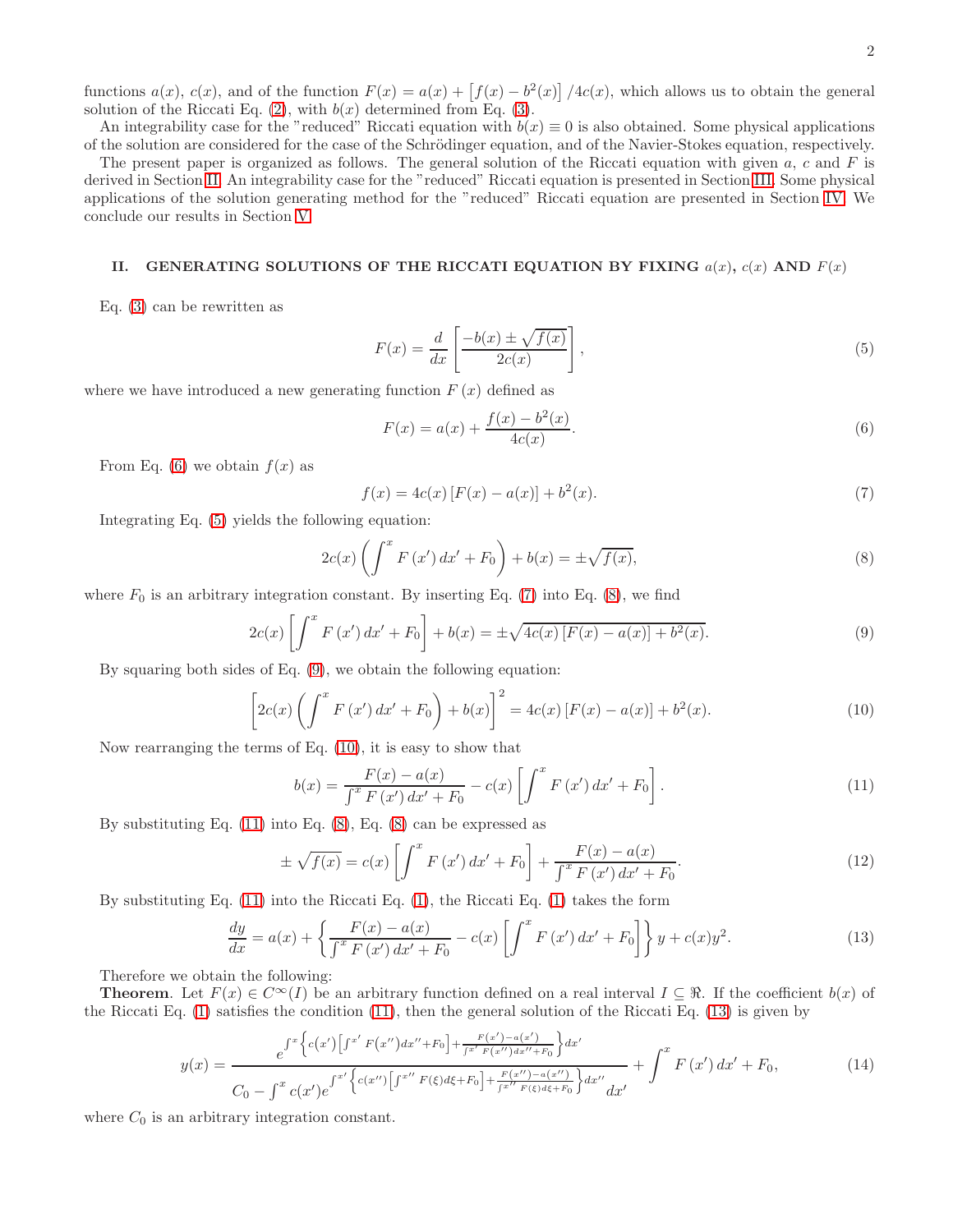functions $a(x)$, $c(x)$, and of the function $F(x) = a(x) + \left[f(x) - b^2(x)\right]/4c(x)$, which allows us to obtain the general solution of the Riccati Eq. (2), with $b(x)$ determined from Eq. (3).

An integrability case for the "reduced" Riccati equation with $b(x) \equiv 0$ is also obtained. Some physical applications of the solution are considered for the case of the Schrödinger equation, and of the Navier-Stokes equation, respectively.

The present paper is organized as follows. The general solution of the Riccati equation with given $a$, $c$ and $F$ is derived in Section II. An integrability case for the "reduced" Riccati equation is presented in Section III. Some physical applications of the solution generating method for the "reduced" Riccati equation are presented in Section IV. We conclude our results in Section V.

## II. GENERATING SOLUTIONS OF THE RICCATI EQUATION BY FIXING $a(x)$, $c(x)$ AND $F(x)$

Eq. (3) can be rewritten as

$$F(x) = \frac{d}{dx}\left[\frac{-b(x) \pm \sqrt{f(x)}}{2c(x)}\right], \tag{5}$$

where we have introduced a new generating function $F(x)$ defined as

$$F(x) = a(x) + \frac{f(x) - b^2(x)}{4c(x)}. \tag{6}$$

From Eq. (6) we obtain $f(x)$ as

$$f(x) = 4c(x)\left[F(x) - a(x)\right] + b^2(x). \tag{7}$$

Integrating Eq. (5) yields the following equation:

$$2c(x)\left(\int^x F(x')\,dx' + F_0\right) + b(x) = \pm\sqrt{f(x)}, \tag{8}$$

where $F_0$ is an arbitrary integration constant. By inserting Eq. (7) into Eq. (8), we find

$$2c(x)\left[\int^x F(x')\,dx' + F_0\right] + b(x) = \pm\sqrt{4c(x)\left[F(x) - a(x)\right] + b^2(x)}. \tag{9}$$

By squaring both sides of Eq. (9), we obtain the following equation:

$$\left[2c(x)\left(\int^x F(x')\,dx' + F_0\right) + b(x)\right]^2 = 4c(x)\left[F(x) - a(x)\right] + b^2(x). \tag{10}$$

Now rearranging the terms of Eq. (10), it is easy to show that

$$b(x) = \frac{F(x) - a(x)}{\int^x F(x')\,dx' + F_0} - c(x)\left[\int^x F(x')\,dx' + F_0\right]. \tag{11}$$

By substituting Eq. (11) into Eq. (8), Eq. (8) can be expressed as

$$\pm\sqrt{f(x)} = c(x)\left[\int^x F(x')\,dx' + F_0\right] + \frac{F(x) - a(x)}{\int^x F(x')\,dx' + F_0}. \tag{12}$$

By substituting Eq. (11) into the Riccati Eq. (1), the Riccati Eq. (1) takes the form

$$\frac{dy}{dx} = a(x) + \left\{\frac{F(x) - a(x)}{\int^x F(x')\,dx' + F_0} - c(x)\left[\int^x F(x')\,dx' + F_0\right]\right\}y + c(x)y^2. \tag{13}$$

Therefore we obtain the following:

**Theorem**. Let $F(x) \in C^\infty(I)$ be an arbitrary function defined on a real interval $I \subseteq \Re$. If the coefficient $b(x)$ of the Riccati Eq. (1) satisfies the condition (11), then the general solution of the Riccati Eq. (13) is given by

$$y(x) = \frac{e^{\int^x\left\{c(x')\left[\int^{x'} F(x'')dx'' + F_0\right] + \frac{F(x') - a(x')}{\int^{x'} F(x'')dx'' + F_0}\right\}dx'}}{C_0 - \int^x c(x')e^{\int^{x'}\left\{c(x'')\left[\int^{x''} F(\xi)d\xi + F_0\right] + \frac{F(x'') - a(x'')}{\int^{x''} F(\xi)d\xi + F_0}\right\}dx''}dx'} + \int^x F(x')\,dx' + F_0, \tag{14}$$

where $C_0$ is an arbitrary integration constant.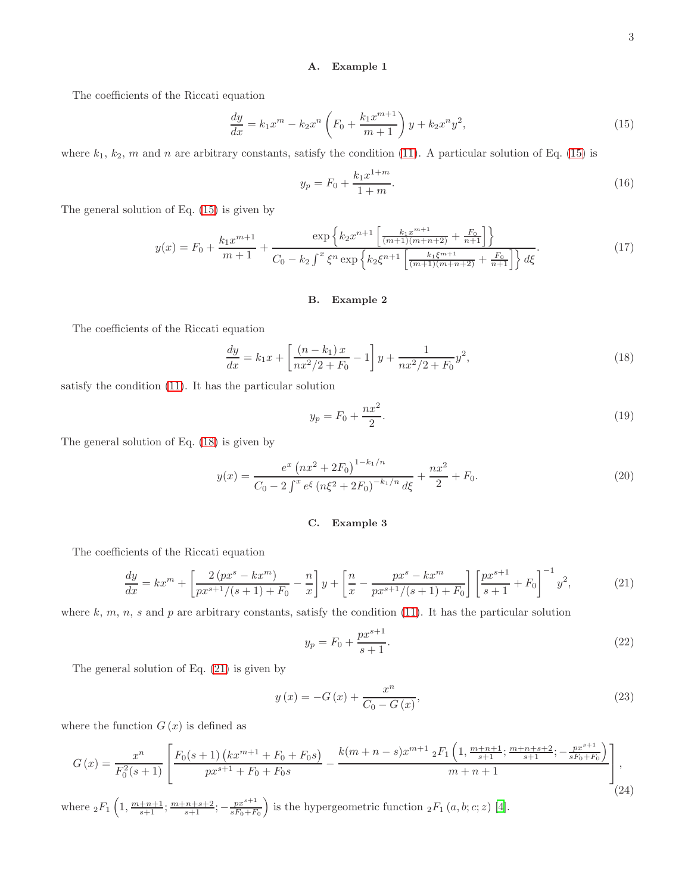### A. Example 1

The coefficients of the Riccati equation

$$\frac{dy}{dx} = k_1 x^m - k_2 x^n \left( F_0 + \frac{k_1 x^{m+1}}{m+1} \right) y + k_2 x^n y^2, \tag{15}$$

where $k_1$, $k_2$, $m$ and $n$ are arbitrary constants, satisfy the condition (11). A particular solution of Eq. (15) is

$$y_p = F_0 + \frac{k_1 x^{1+m}}{1+m}. \tag{16}$$

The general solution of Eq. (15) is given by

$$y(x) = F_0 + \frac{k_1 x^{m+1}}{m+1} + \frac{\exp\left\{ k_2 x^{n+1} \left[ \frac{k_1 x^{m+1}}{(m+1)(m+n+2)} + \frac{F_0}{n+1} \right] \right\}}{C_0 - k_2 \int^x \xi^n \exp\left\{ k_2 \xi^{n+1} \left[ \frac{k_1 \xi^{m+1}}{(m+1)(m+n+2)} + \frac{F_0}{n+1} \right] \right\} d\xi}. \tag{17}$$

### B. Example 2

The coefficients of the Riccati equation

$$\frac{dy}{dx} = k_1 x + \left[ \frac{(n - k_1)\, x}{n x^2/2 + F_0} - 1 \right] y + \frac{1}{n x^2/2 + F_0} y^2, \tag{18}$$

satisfy the condition (11). It has the particular solution

$$y_p = F_0 + \frac{n x^2}{2}. \tag{19}$$

The general solution of Eq. (18) is given by

$$y(x) = \frac{e^x \left( n x^2 + 2F_0 \right)^{1 - k_1/n}}{C_0 - 2 \int^x e^{\xi} \left( n \xi^2 + 2F_0 \right)^{-k_1/n} d\xi} + \frac{n x^2}{2} + F_0. \tag{20}$$

### C. Example 3

The coefficients of the Riccati equation

$$\frac{dy}{dx} = k x^m + \left[ \frac{2\left( p x^s - k x^m \right)}{p x^{s+1}/(s+1) + F_0} - \frac{n}{x} \right] y + \left[ \frac{n}{x} - \frac{p x^s - k x^m}{p x^{s+1}/(s+1) + F_0} \right] \left[ \frac{p x^{s+1}}{s+1} + F_0 \right]^{-1} y^2, \tag{21}$$

where $k$, $m$, $n$, $s$ and $p$ are arbitrary constants, satisfy the condition (11). It has the particular solution

$$y_p = F_0 + \frac{p x^{s+1}}{s+1}. \tag{22}$$

The general solution of Eq. (21) is given by

$$y\left(x\right) = -G\left(x\right) + \frac{x^n}{C_0 - G\left(x\right)}, \tag{23}$$

where the function $G\left(x\right)$ is defined as

$$G\left(x\right) = \frac{x^n}{F_0^2 (s+1)} \left[ \frac{F_0 (s+1) \left( k x^{m+1} + F_0 + F_0 s \right)}{p x^{s+1} + F_0 + F_0 s} - \frac{k (m+n-s) x^{m+1} \, {}_2F_1\left( 1, \frac{m+n+1}{s+1}; \frac{m+n+s+2}{s+1}; -\frac{p x^{s+1}}{s F_0 + F_0} \right)}{m+n+1} \right], \tag{24}$$

where ${}_2F_1\left( 1, \frac{m+n+1}{s+1}; \frac{m+n+s+2}{s+1}; -\frac{p x^{s+1}}{s F_0 + F_0} \right)$ is the hypergeometric function ${}_2F_1\left(a, b; c; z\right)$ [4].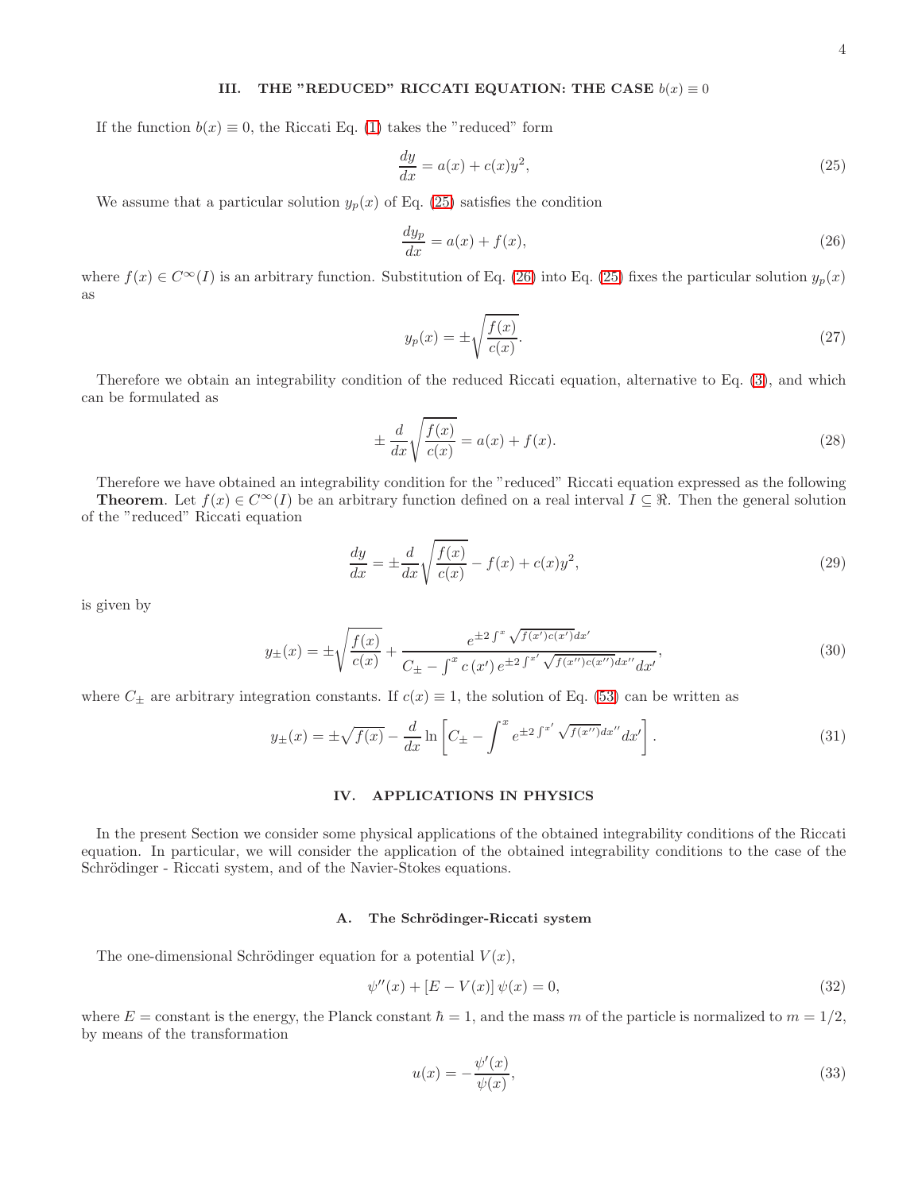## III. THE "REDUCED" RICCATI EQUATION: THE CASE $b(x) \equiv 0$

If the function $b(x) \equiv 0$, the Riccati Eq. (1) takes the "reduced" form

$$\frac{dy}{dx} = a(x) + c(x)y^2, \tag{25}$$

We assume that a particular solution $y_p(x)$ of Eq. (25) satisfies the condition

$$\frac{dy_p}{dx} = a(x) + f(x), \tag{26}$$

where $f(x) \in C^\infty(I)$ is an arbitrary function. Substitution of Eq. (26) into Eq. (25) fixes the particular solution $y_p(x)$ as

$$y_p(x) = \pm\sqrt{\frac{f(x)}{c(x)}}. \tag{27}$$

Therefore we obtain an integrability condition of the reduced Riccati equation, alternative to Eq. (3), and which can be formulated as

$$\pm\frac{d}{dx}\sqrt{\frac{f(x)}{c(x)}} = a(x) + f(x). \tag{28}$$

Therefore we have obtained an integrability condition for the "reduced" Riccati equation expressed as the following

**Theorem**. Let $f(x) \in C^\infty(I)$ be an arbitrary function defined on a real interval $I \subseteq \Re$. Then the general solution of the "reduced" Riccati equation

$$\frac{dy}{dx} = \pm\frac{d}{dx}\sqrt{\frac{f(x)}{c(x)}} - f(x) + c(x)y^2, \tag{29}$$

is given by

$$y_\pm(x) = \pm\sqrt{\frac{f(x)}{c(x)}} + \frac{e^{\pm 2\int^x \sqrt{f(x')c(x')}dx'}}{C_\pm - \int^x c\left(x'\right) e^{\pm 2\int^{x'} \sqrt{f(x'')c(x'')}dx''}dx'}, \tag{30}$$

where $C_\pm$ are arbitrary integration constants. If $c(x) \equiv 1$, the solution of Eq. (53) can be written as

$$y_\pm(x) = \pm\sqrt{f(x)} - \frac{d}{dx}\ln\left[C_\pm - \int^x e^{\pm 2\int^{x'}\sqrt{f(x'')}dx''}dx'\right]. \tag{31}$$

## IV. APPLICATIONS IN PHYSICS

In the present Section we consider some physical applications of the obtained integrability conditions of the Riccati equation. In particular, we will consider the application of the obtained integrability conditions to the case of the Schrödinger - Riccati system, and of the Navier-Stokes equations.

### A. The Schrödinger-Riccati system

The one-dimensional Schrödinger equation for a potential $V(x)$,

$$\psi''(x) + \left[E - V(x)\right]\psi(x) = 0, \tag{32}$$

where $E =$ constant is the energy, the Planck constant $\hbar = 1$, and the mass $m$ of the particle is normalized to $m = 1/2$, by means of the transformation

$$u(x) = -\frac{\psi'(x)}{\psi(x)}, \tag{33}$$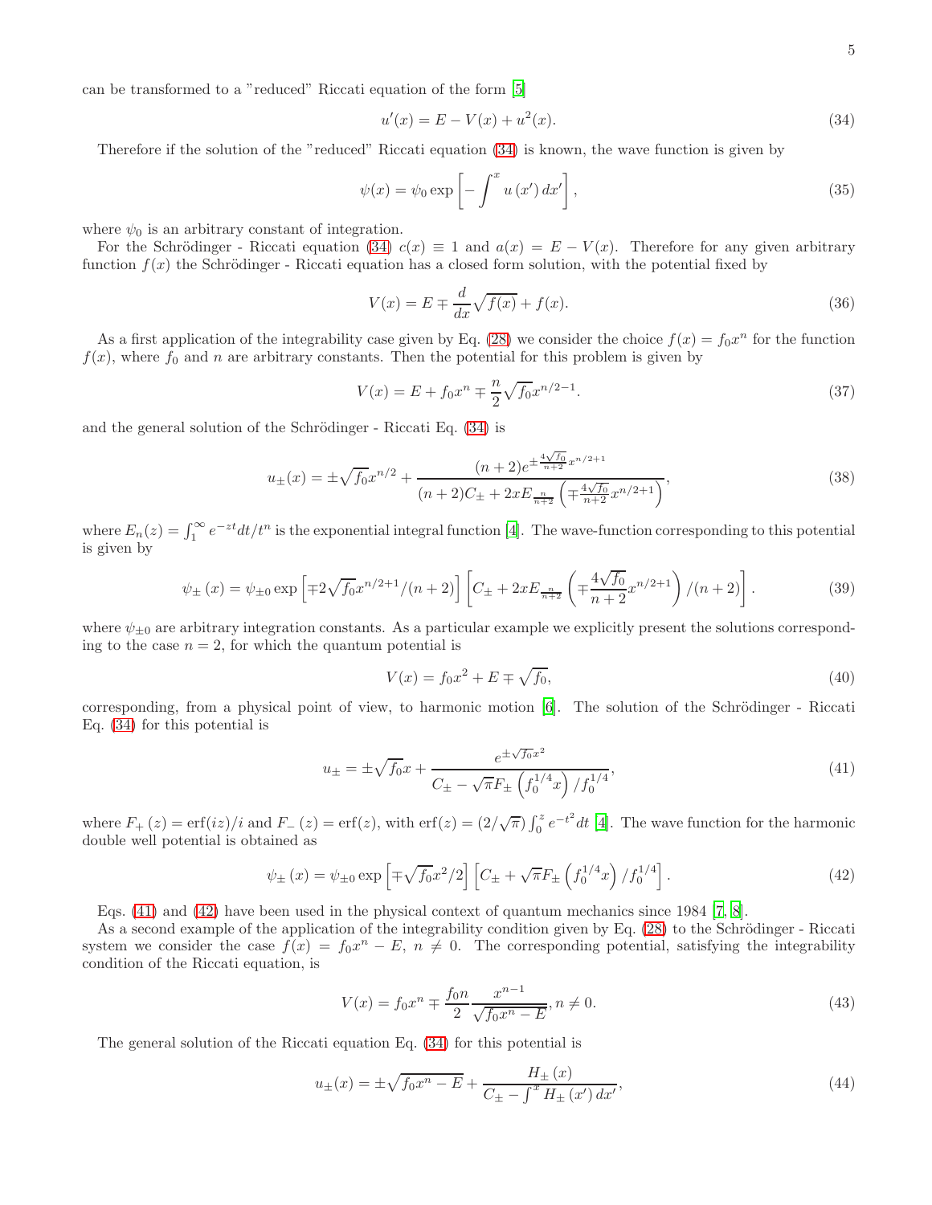can be transformed to a "reduced" Riccati equation of the form [5]

$$u'(x) = E - V(x) + u^2(x). \tag{34}$$

Therefore if the solution of the "reduced" Riccati equation (34) is known, the wave function is given by

$$\psi(x) = \psi_0 \exp\left[-\int^x u\left(x'\right) dx'\right], \tag{35}$$

where $\psi_0$ is an arbitrary constant of integration.

For the Schrödinger - Riccati equation (34) $c(x) \equiv 1$ and $a(x) = E - V(x)$. Therefore for any given arbitrary function $f(x)$ the Schrödinger - Riccati equation has a closed form solution, with the potential fixed by

$$V(x) = E \mp \frac{d}{dx}\sqrt{f(x)} + f(x). \tag{36}$$

As a first application of the integrability case given by Eq. (28) we consider the choice $f(x) = f_0 x^n$ for the function $f(x)$, where $f_0$ and $n$ are arbitrary constants. Then the potential for this problem is given by

$$V(x) = E + f_0 x^n \mp \frac{n}{2}\sqrt{f_0} x^{n/2-1}. \tag{37}$$

and the general solution of the Schrödinger - Riccati Eq. (34) is

$$u_{\pm}(x) = \pm\sqrt{f_0} x^{n/2} + \frac{(n+2) e^{\pm \frac{4\sqrt{f_0}}{n+2} x^{n/2+1}}}{(n+2)C_{\pm} + 2x E_{\frac{n}{n+2}}\left(\mp\frac{4\sqrt{f_0}}{n+2} x^{n/2+1}\right)}, \tag{38}$$

where $E_n(z) = \int_1^\infty e^{-zt} dt/t^n$ is the exponential integral function [4]. The wave-function corresponding to this potential is given by

$$\psi_{\pm}(x) = \psi_{\pm 0} \exp\left[\mp 2\sqrt{f_0} x^{n/2+1}/(n+2)\right]\left[C_{\pm} + 2x E_{\frac{n}{n+2}}\left(\mp\frac{4\sqrt{f_0}}{n+2} x^{n/2+1}\right)/(n+2)\right]. \tag{39}$$

where $\psi_{\pm 0}$ are arbitrary integration constants. As a particular example we explicitly present the solutions corresponding to the case $n = 2$, for which the quantum potential is

$$V(x) = f_0 x^2 + E \mp \sqrt{f_0}, \tag{40}$$

corresponding, from a physical point of view, to harmonic motion [6]. The solution of the Schrödinger - Riccati Eq. (34) for this potential is

$$u_{\pm} = \pm\sqrt{f_0} x + \frac{e^{\pm\sqrt{f_0} x^2}}{C_{\pm} - \sqrt{\pi} F_{\pm}\left(f_0^{1/4} x\right)/f_0^{1/4}}, \tag{41}$$

where $F_+(z) = \mathrm{erf}(iz)/i$ and $F_-(z) = \mathrm{erf}(z)$, with $\mathrm{erf}(z) = (2/\sqrt{\pi})\int_0^z e^{-t^2} dt$ [4]. The wave function for the harmonic double well potential is obtained as

$$\psi_{\pm}(x) = \psi_{\pm 0} \exp\left[\mp\sqrt{f_0} x^2/2\right]\left[C_{\pm} + \sqrt{\pi} F_{\pm}\left(f_0^{1/4} x\right)/f_0^{1/4}\right]. \tag{42}$$

Eqs. (41) and (42) have been used in the physical context of quantum mechanics since 1984 [7, 8].

As a second example of the application of the integrability condition given by Eq. (28) to the Schrödinger - Riccati system we consider the case $f(x) = f_0 x^n - E$, $n \neq 0$. The corresponding potential, satisfying the integrability condition of the Riccati equation, is

$$V(x) = f_0 x^n \mp \frac{f_0 n}{2} \frac{x^{n-1}}{\sqrt{f_0 x^n - E}}, n \neq 0. \tag{43}$$

The general solution of the Riccati equation Eq. (34) for this potential is

$$u_{\pm}(x) = \pm\sqrt{f_0 x^n - E} + \frac{H_{\pm}(x)}{C_{\pm} - \int^x H_{\pm}(x') dx'}, \tag{44}$$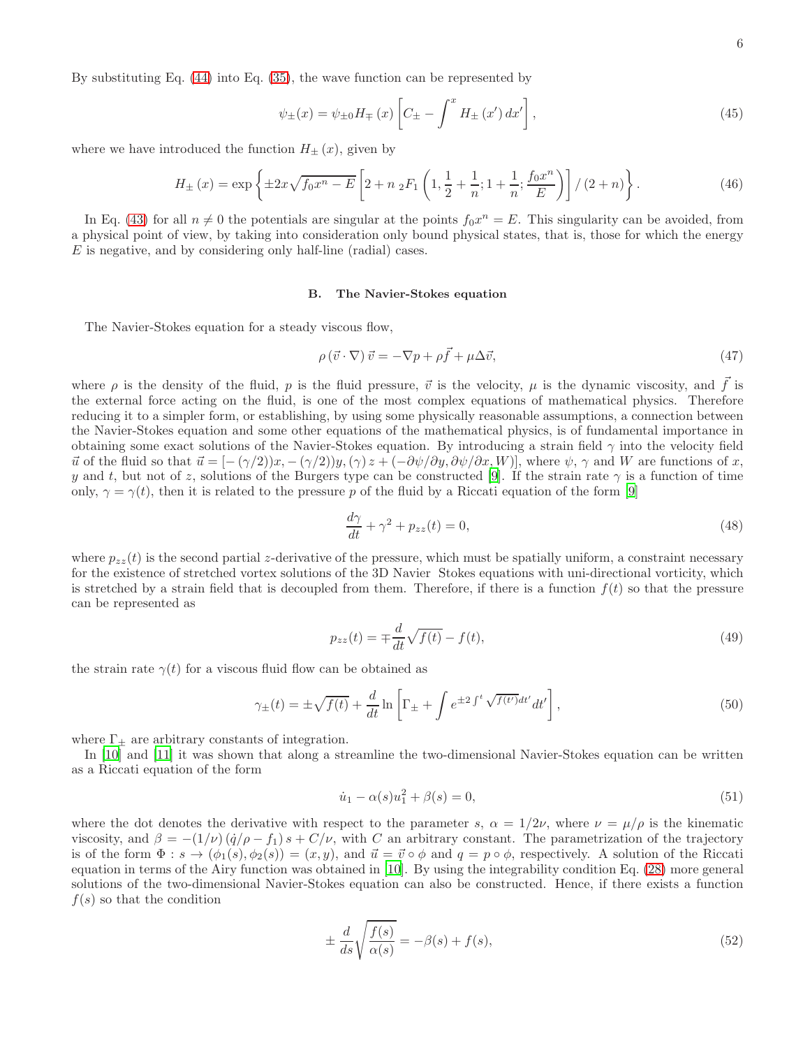By substituting Eq. (44) into Eq. (35), the wave function can be represented by

$$\psi_{\pm}(x) = \psi_{\pm 0} H_{\mp}(x) \left[ C_{\pm} - \int^{x} H_{\pm}(x') \, dx' \right], \tag{45}$$

where we have introduced the function $H_{\pm}(x)$, given by

$$H_{\pm}(x) = \exp\left\{ \pm 2x\sqrt{f_0 x^n - E} \left[ 2 + n \, {}_2F_1\left(1, \frac{1}{2} + \frac{1}{n}; 1 + \frac{1}{n}; \frac{f_0 x^n}{E}\right) \right] / (2+n) \right\}. \tag{46}$$

In Eq. (43) for all $n \neq 0$ the potentials are singular at the points $f_0 x^n = E$. This singularity can be avoided, from a physical point of view, by taking into consideration only bound physical states, that is, those for which the energy $E$ is negative, and by considering only half-line (radial) cases.

### B. The Navier-Stokes equation

The Navier-Stokes equation for a steady viscous flow,

$$\rho \left(\vec{v} \cdot \nabla\right) \vec{v} = -\nabla p + \rho \vec{f} + \mu \Delta \vec{v}, \tag{47}$$

where $\rho$ is the density of the fluid, $p$ is the fluid pressure, $\vec{v}$ is the velocity, $\mu$ is the dynamic viscosity, and $\vec{f}$ is the external force acting on the fluid, is one of the most complex equations of mathematical physics. Therefore reducing it to a simpler form, or establishing, by using some physically reasonable assumptions, a connection between the Navier-Stokes equation and some other equations of the mathematical physics, is of fundamental importance in obtaining some exact solutions of the Navier-Stokes equation. By introducing a strain field $\gamma$ into the velocity field $\vec{u}$ of the fluid so that $\vec{u} = [-(\gamma/2))x, -(\gamma/2))y, (\gamma)z + (-\partial\psi/\partial y, \partial\psi/\partial x, W)]$, where $\psi$, $\gamma$ and $W$ are functions of $x$, $y$ and $t$, but not of $z$, solutions of the Burgers type can be constructed [9]. If the strain rate $\gamma$ is a function of time only, $\gamma = \gamma(t)$, then it is related to the pressure $p$ of the fluid by a Riccati equation of the form [9]

$$\frac{d\gamma}{dt} + \gamma^2 + p_{zz}(t) = 0, \tag{48}$$

where $p_{zz}(t)$ is the second partial $z$-derivative of the pressure, which must be spatially uniform, a constraint necessary for the existence of stretched vortex solutions of the 3D Navier Stokes equations with uni-directional vorticity, which is stretched by a strain field that is decoupled from them. Therefore, if there is a function $f(t)$ so that the pressure can be represented as

$$p_{zz}(t) = \mp \frac{d}{dt}\sqrt{f(t)} - f(t), \tag{49}$$

the strain rate $\gamma(t)$ for a viscous fluid flow can be obtained as

$$\gamma_{\pm}(t) = \pm\sqrt{f(t)} + \frac{d}{dt} \ln\left[ \Gamma_{\pm} + \int e^{\pm 2 \int^{t} \sqrt{f(t')} dt'} dt' \right], \tag{50}$$

where $\Gamma_{\pm}$ are arbitrary constants of integration.

In [10] and [11] it was shown that along a streamline the two-dimensional Navier-Stokes equation can be written as a Riccati equation of the form

$$\dot{u}_1 - \alpha(s) u_1^2 + \beta(s) = 0, \tag{51}$$

where the dot denotes the derivative with respect to the parameter $s$, $\alpha = 1/2\nu$, where $\nu = \mu/\rho$ is the kinematic viscosity, and $\beta = -(1/\nu)\left(\dot{q}/\rho - f_1\right)s + C/\nu$, with $C$ an arbitrary constant. The parametrization of the trajectory is of the form $\Phi : s \to (\phi_1(s), \phi_2(s)) = (x, y)$, and $\vec{u} = \vec{v} \circ \phi$ and $q = p \circ \phi$, respectively. A solution of the Riccati equation in terms of the Airy function was obtained in [10]. By using the integrability condition Eq. (28) more general solutions of the two-dimensional Navier-Stokes equation can also be constructed. Hence, if there exists a function $f(s)$ so that the condition

$$\pm \frac{d}{ds}\sqrt{\frac{f(s)}{\alpha(s)}} = -\beta(s) + f(s), \tag{52}$$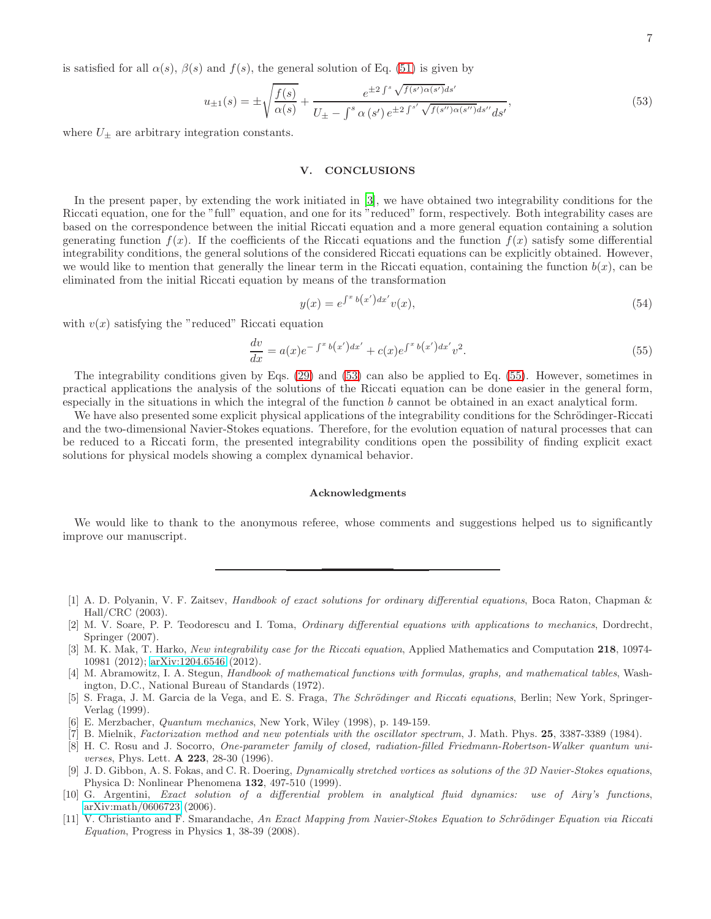is satisfied for all $\alpha(s)$, $\beta(s)$ and $f(s)$, the general solution of Eq. (51) is given by

$$u_{\pm 1}(s) = \pm\sqrt{\frac{f(s)}{\alpha(s)}} + \frac{e^{\pm 2\int^{s}\sqrt{f(s')\alpha(s')}ds'}}{U_{\pm} - \int^{s}\alpha(s')\,e^{\pm 2\int^{s'}\sqrt{f(s'')\alpha(s'')}ds''}ds'}, \tag{53}$$

where $U_{\pm}$ are arbitrary integration constants.

## V. CONCLUSIONS

In the present paper, by extending the work initiated in [3], we have obtained two integrability conditions for the Riccati equation, one for the "full" equation, and one for its "reduced" form, respectively. Both integrability cases are based on the correspondence between the initial Riccati equation and a more general equation containing a solution generating function $f(x)$. If the coefficients of the Riccati equations and the function $f(x)$ satisfy some differential integrability conditions, the general solutions of the considered Riccati equations can be explicitly obtained. However, we would like to mention that generally the linear term in the Riccati equation, containing the function $b(x)$, can be eliminated from the initial Riccati equation by means of the transformation

$$y(x) = e^{\int^{x} b(x')dx'}v(x), \tag{54}$$

with $v(x)$ satisfying the "reduced" Riccati equation

$$\frac{dv}{dx} = a(x)e^{-\int^{x} b(x')dx'} + c(x)e^{\int^{x} b(x')dx'}v^{2}. \tag{55}$$

The integrability conditions given by Eqs. (29) and (53) can also be applied to Eq. (55). However, sometimes in practical applications the analysis of the solutions of the Riccati equation can be done easier in the general form, especially in the situations in which the integral of the function $b$ cannot be obtained in an exact analytical form.

We have also presented some explicit physical applications of the integrability conditions for the Schrödinger-Riccati and the two-dimensional Navier-Stokes equations. Therefore, for the evolution equation of natural processes that can be reduced to a Riccati form, the presented integrability conditions open the possibility of finding explicit exact solutions for physical models showing a complex dynamical behavior.

### Acknowledgments

We would like to thank to the anonymous referee, whose comments and suggestions helped us to significantly improve our manuscript.

---

[1] A. D. Polyanin, V. F. Zaitsev, *Handbook of exact solutions for ordinary differential equations*, Boca Raton, Chapman & Hall/CRC (2003).

[2] M. V. Soare, P. P. Teodorescu and I. Toma, *Ordinary differential equations with applications to mechanics*, Dordrecht, Springer (2007).

[3] M. K. Mak, T. Harko, *New integrability case for the Riccati equation*, Applied Mathematics and Computation **218**, 10974-10981 (2012); arXiv:1204.6546 (2012).

[4] M. Abramowitz, I. A. Stegun, *Handbook of mathematical functions with formulas, graphs, and mathematical tables*, Washington, D.C., National Bureau of Standards (1972).

[5] S. Fraga, J. M. Garcia de la Vega, and E. S. Fraga, *The Schrödinger and Riccati equations*, Berlin; New York, Springer-Verlag (1999).

[6] E. Merzbacher, *Quantum mechanics*, New York, Wiley (1998), p. 149-159.

[7] B. Mielnik, *Factorization method and new potentials with the oscillator spectrum*, J. Math. Phys. **25**, 3387-3389 (1984).

[8] H. C. Rosu and J. Socorro, *One-parameter family of closed, radiation-filled Friedmann-Robertson-Walker quantum universes*, Phys. Lett. **A 223**, 28-30 (1996).

[9] J. D. Gibbon, A. S. Fokas, and C. R. Doering, *Dynamically stretched vortices as solutions of the 3D Navier-Stokes equations*, Physica D: Nonlinear Phenomena **132**, 497-510 (1999).

[10] G. Argentini, *Exact solution of a differential problem in analytical fluid dynamics: use of Airy's functions*, arXiv:math/0606723 (2006).

[11] V. Christianto and F. Smarandache, *An Exact Mapping from Navier-Stokes Equation to Schrödinger Equation via Riccati Equation*, Progress in Physics **1**, 38-39 (2008).